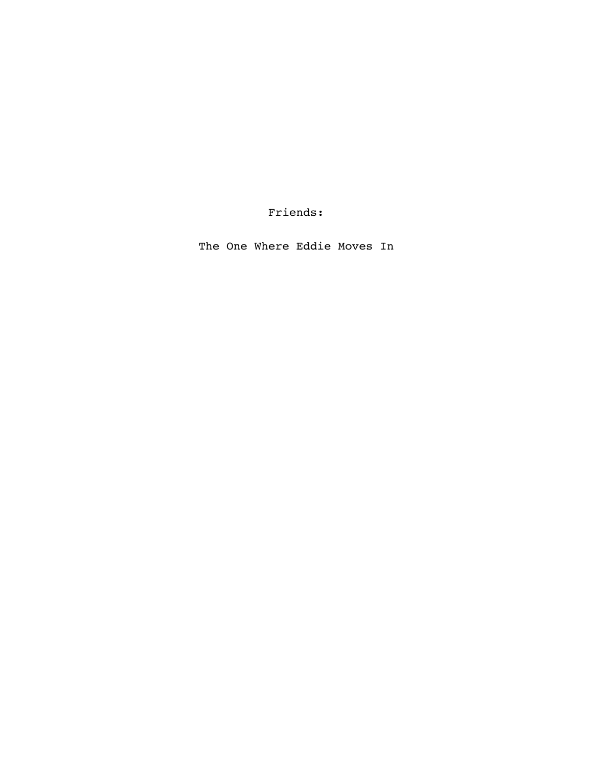# Friends:

## The One Where Eddie Moves In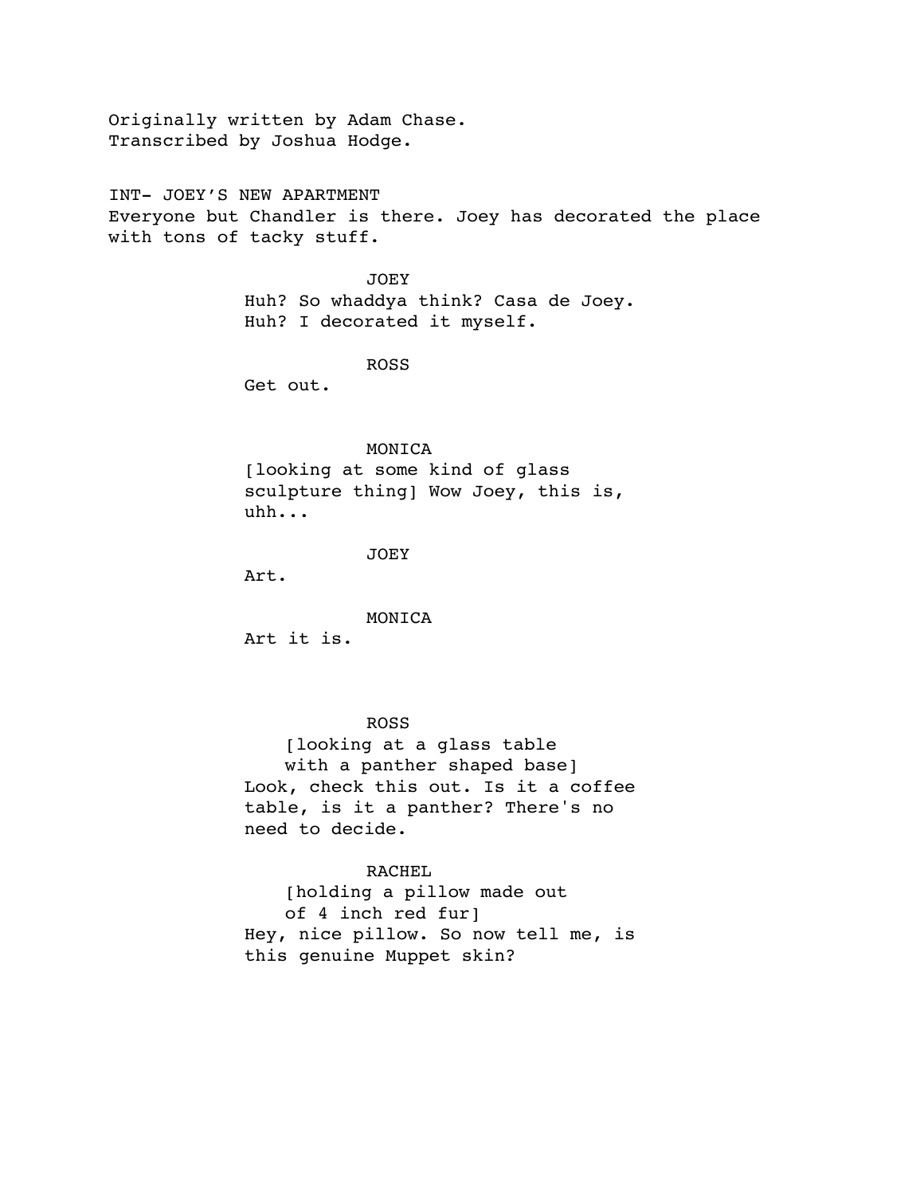Originally written by Adam Chase.
Transcribed by Joshua Hodge.

INT- JOEY'S NEW APARTMENT
Everyone but Chandler is there. Joey has decorated the place with tons of tacky stuff.

JOEY
Huh? So whaddya think? Casa de Joey. Huh? I decorated it myself.

ROSS
Get out.

MONICA
[looking at some kind of glass sculpture thing] Wow Joey, this is, uhh...

JOEY
Art.

MONICA
Art it is.

ROSS
[looking at a glass table with a panther shaped base]
Look, check this out. Is it a coffee table, is it a panther? There's no need to decide.

RACHEL
[holding a pillow made out of 4 inch red fur]
Hey, nice pillow. So now tell me, is this genuine Muppet skin?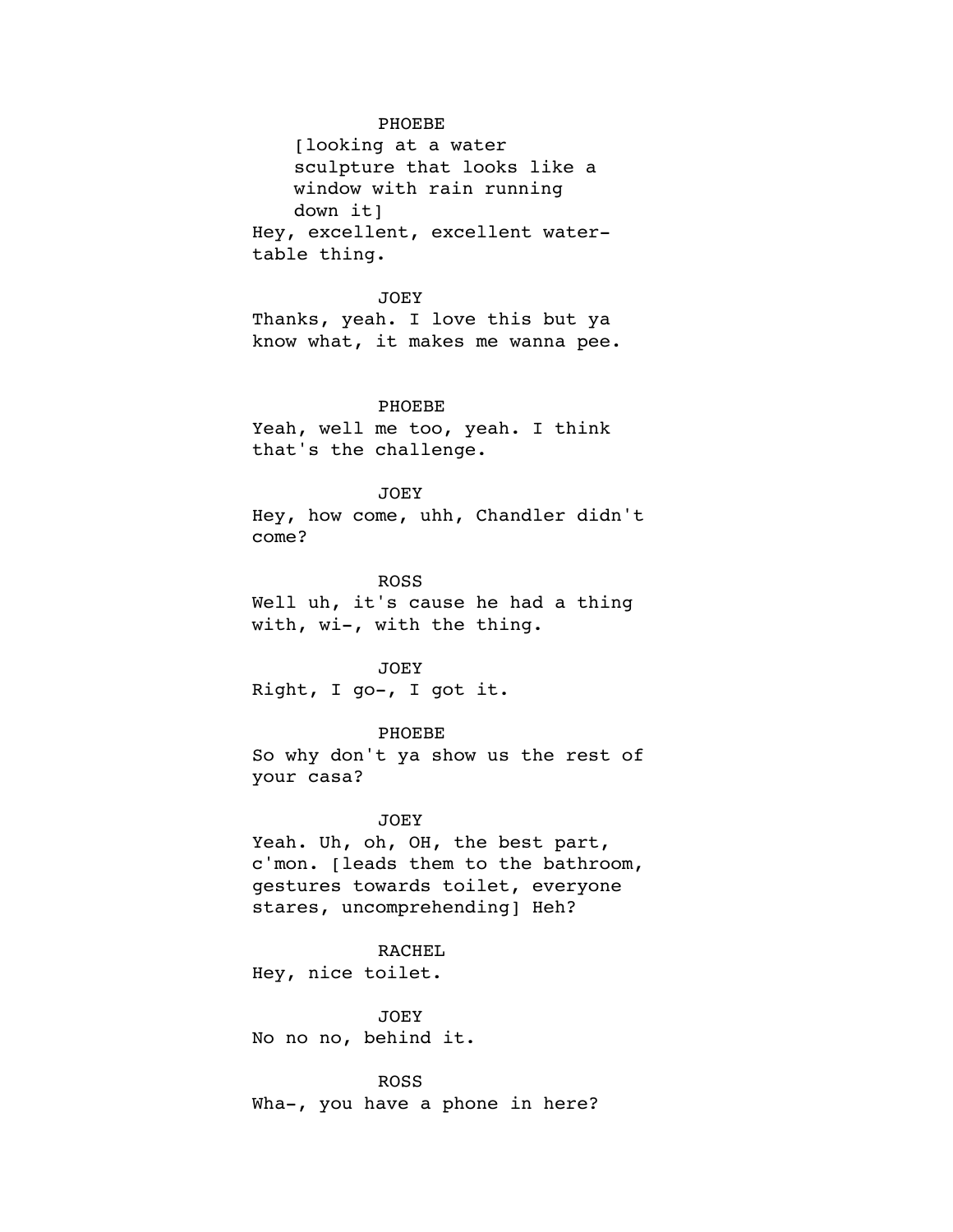PHOEBE

[looking at a water sculpture that looks like a window with rain running down it]

Hey, excellent, excellent water-table thing.

JOEY

Thanks, yeah. I love this but ya know what, it makes me wanna pee.

PHOEBE

Yeah, well me too, yeah. I think that's the challenge.

JOEY

Hey, how come, uhh, Chandler didn't come?

ROSS

Well uh, it's cause he had a thing with, wi-, with the thing.

JOEY

Right, I go-, I got it.

PHOEBE

So why don't ya show us the rest of your casa?

JOEY

Yeah. Uh, oh, OH, the best part, c'mon. [leads them to the bathroom, gestures towards toilet, everyone stares, uncomprehending] Heh?

RACHEL

Hey, nice toilet.

JOEY

No no no, behind it.

ROSS

Wha-, you have a phone in here?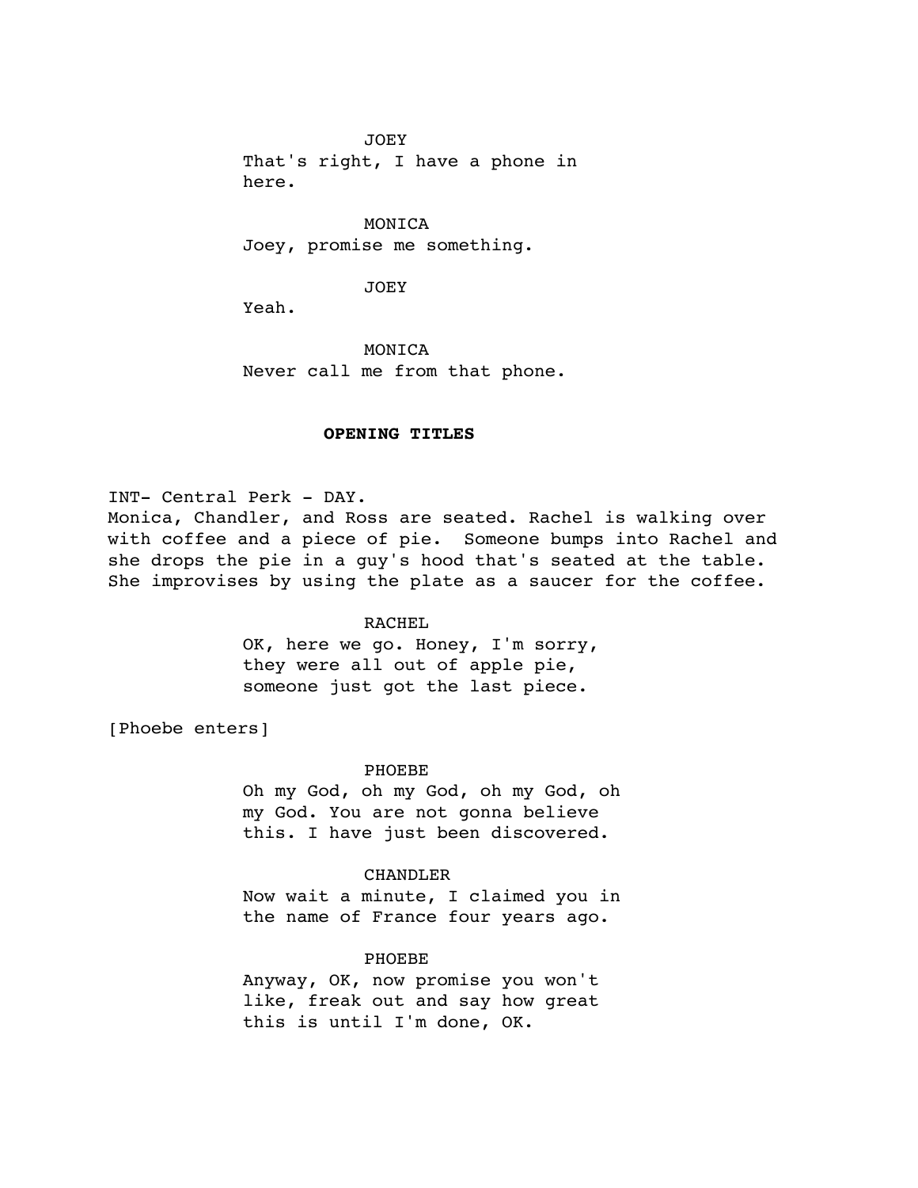JOEY
That's right, I have a phone in here.

MONICA
Joey, promise me something.

JOEY
Yeah.

MONICA
Never call me from that phone.

**OPENING TITLES**

INT- Central Perk - DAY.
Monica, Chandler, and Ross are seated. Rachel is walking over with coffee and a piece of pie. Someone bumps into Rachel and she drops the pie in a guy's hood that's seated at the table. She improvises by using the plate as a saucer for the coffee.

RACHEL
OK, here we go. Honey, I'm sorry, they were all out of apple pie, someone just got the last piece.

[Phoebe enters]

PHOEBE
Oh my God, oh my God, oh my God, oh my God. You are not gonna believe this. I have just been discovered.

CHANDLER
Now wait a minute, I claimed you in the name of France four years ago.

PHOEBE
Anyway, OK, now promise you won't like, freak out and say how great this is until I'm done, OK.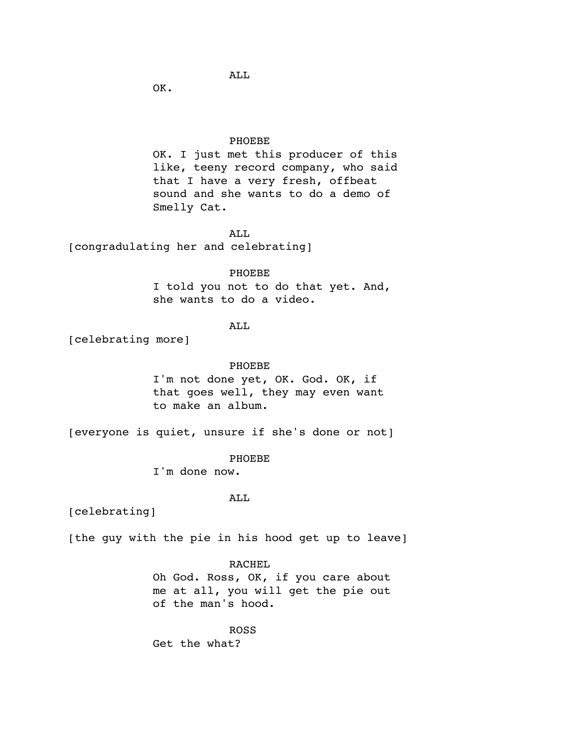ALL

OK.

PHOEBE

OK. I just met this producer of this like, teeny record company, who said that I have a very fresh, offbeat sound and she wants to do a demo of Smelly Cat.

ALL

[congradulating her and celebrating]

PHOEBE

I told you not to do that yet. And, she wants to do a video.

ALL

[celebrating more]

PHOEBE

I'm not done yet, OK. God. OK, if that goes well, they may even want to make an album.

[everyone is quiet, unsure if she's done or not]

PHOEBE

I'm done now.

ALL

[celebrating]

[the guy with the pie in his hood get up to leave]

RACHEL

Oh God. Ross, OK, if you care about me at all, you will get the pie out of the man's hood.

ROSS

Get the what?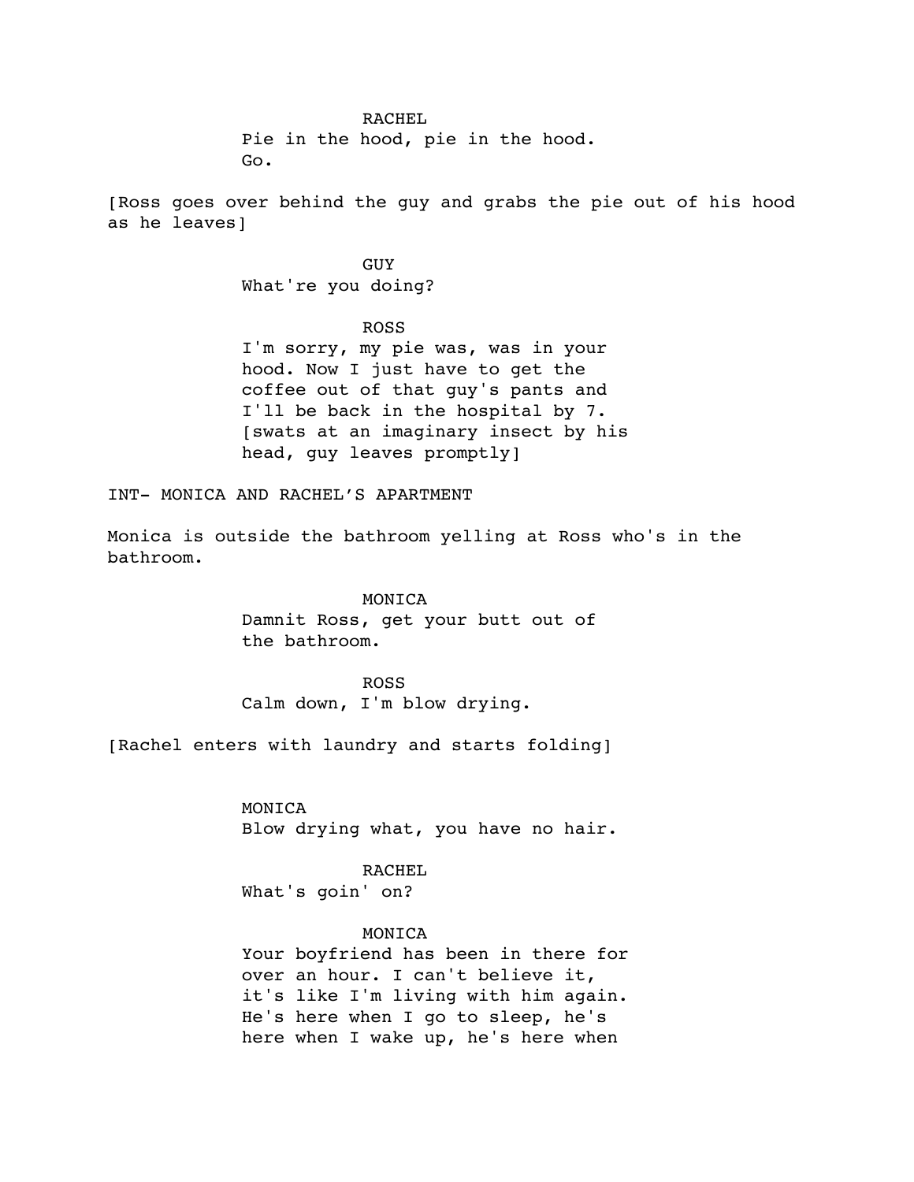RACHEL
Pie in the hood, pie in the hood.
Go.

[Ross goes over behind the guy and grabs the pie out of his hood as he leaves]

GUY
What're you doing?

ROSS
I'm sorry, my pie was, was in your hood. Now I just have to get the coffee out of that guy's pants and I'll be back in the hospital by 7.
[swats at an imaginary insect by his head, guy leaves promptly]

INT- MONICA AND RACHEL'S APARTMENT

Monica is outside the bathroom yelling at Ross who's in the bathroom.

MONICA
Damnit Ross, get your butt out of the bathroom.

ROSS
Calm down, I'm blow drying.

[Rachel enters with laundry and starts folding]

MONICA
Blow drying what, you have no hair.

RACHEL
What's goin' on?

MONICA
Your boyfriend has been in there for over an hour. I can't believe it, it's like I'm living with him again. He's here when I go to sleep, he's here when I wake up, he's here when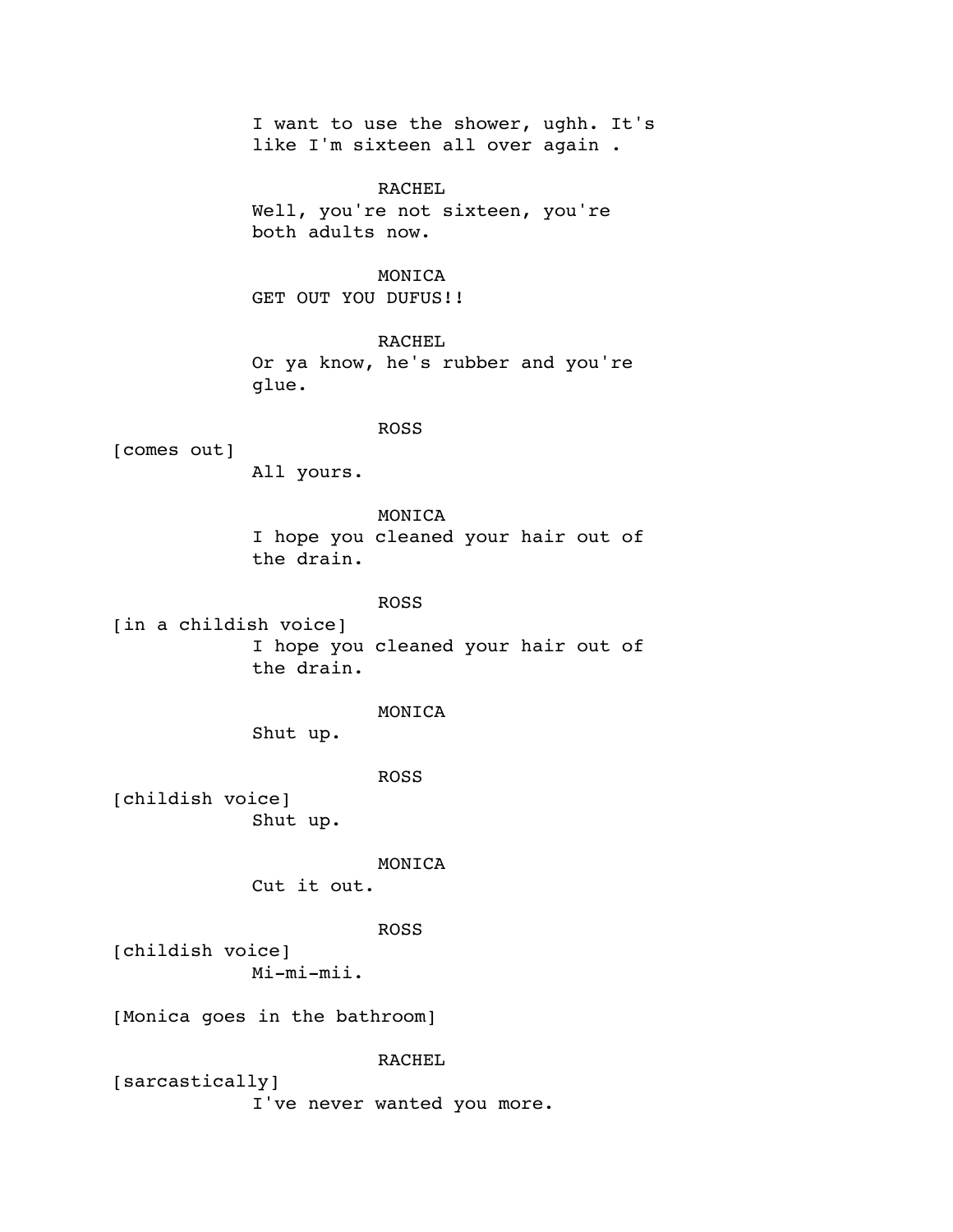I want to use the shower, ughh. It's like I'm sixteen all over again .

RACHEL
Well, you're not sixteen, you're both adults now.

MONICA
GET OUT YOU DUFUS!!

RACHEL
Or ya know, he's rubber and you're glue.

ROSS
[comes out]
All yours.

MONICA
I hope you cleaned your hair out of the drain.

ROSS
[in a childish voice]
I hope you cleaned your hair out of the drain.

MONICA
Shut up.

ROSS
[childish voice]
Shut up.

MONICA
Cut it out.

ROSS
[childish voice]
Mi-mi-mii.

[Monica goes in the bathroom]

RACHEL
[sarcastically]
I've never wanted you more.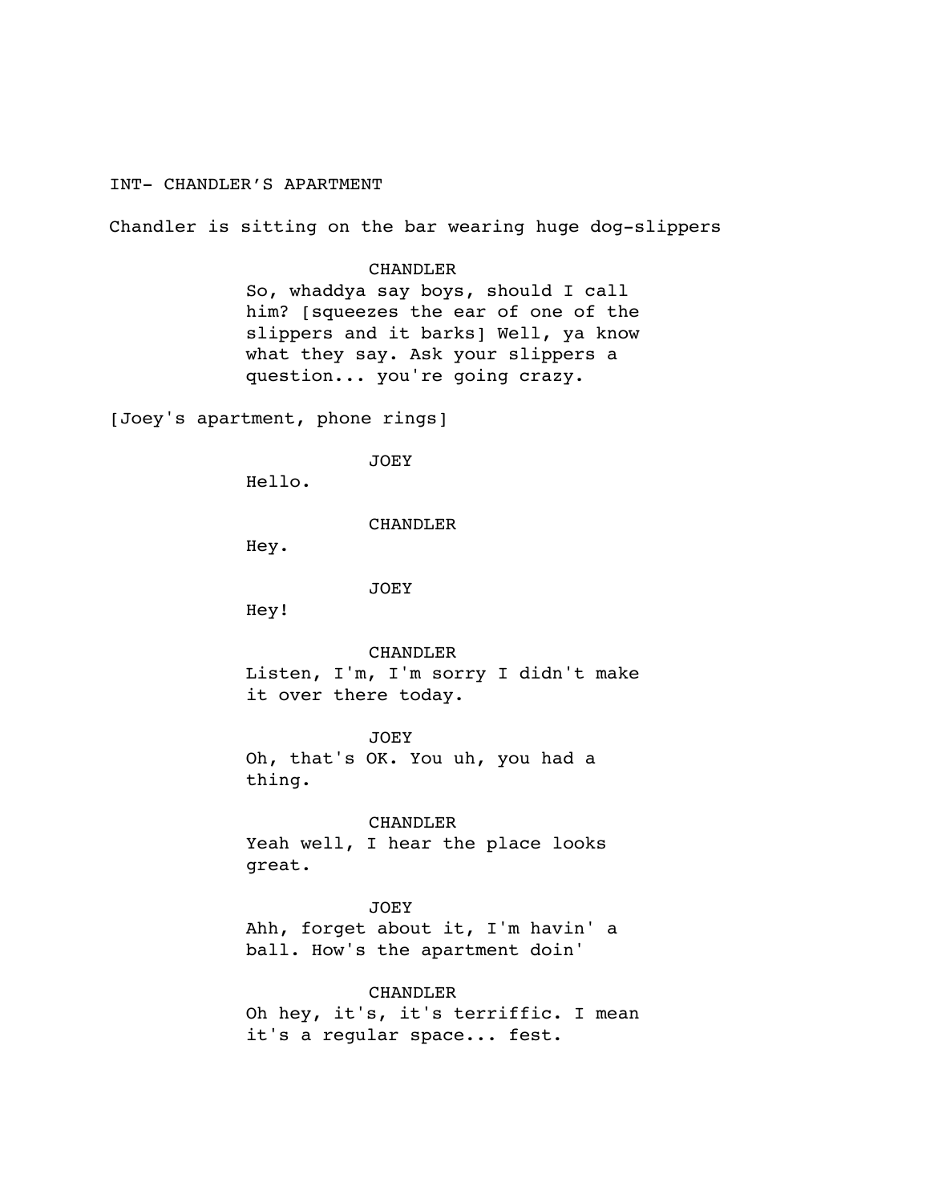INT- CHANDLER'S APARTMENT

Chandler is sitting on the bar wearing huge dog-slippers

CHANDLER
So, whaddya say boys, should I call him? [squeezes the ear of one of the slippers and it barks] Well, ya know what they say. Ask your slippers a question... you're going crazy.

[Joey's apartment, phone rings]

JOEY
Hello.

CHANDLER
Hey.

JOEY
Hey!

CHANDLER
Listen, I'm, I'm sorry I didn't make it over there today.

JOEY
Oh, that's OK. You uh, you had a thing.

CHANDLER
Yeah well, I hear the place looks great.

JOEY
Ahh, forget about it, I'm havin' a ball. How's the apartment doin'

CHANDLER
Oh hey, it's, it's terriffic. I mean it's a regular space... fest.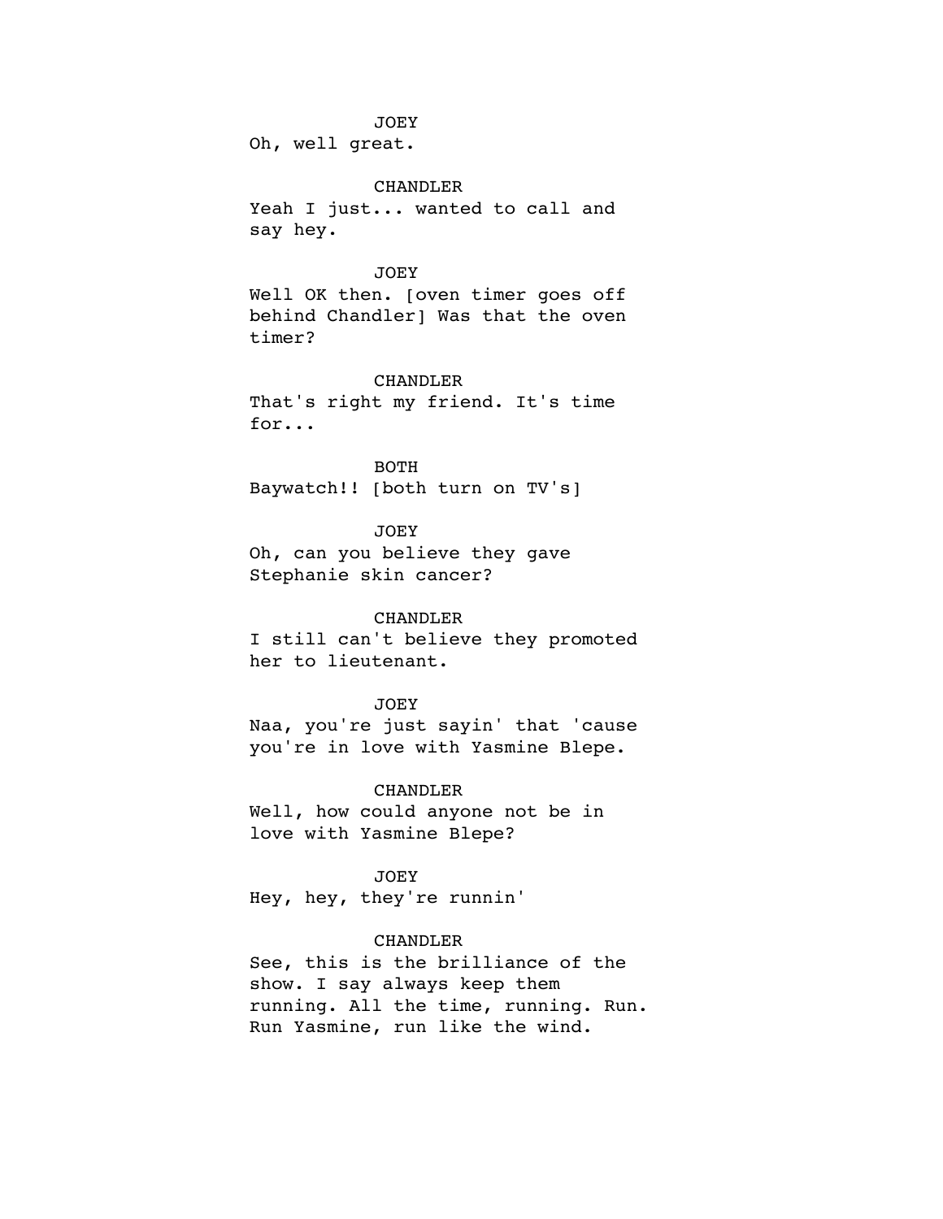JOEY
Oh, well great.

CHANDLER
Yeah I just... wanted to call and say hey.

JOEY
Well OK then. [oven timer goes off behind Chandler] Was that the oven timer?

CHANDLER
That's right my friend. It's time for...

BOTH
Baywatch!! [both turn on TV's]

JOEY
Oh, can you believe they gave Stephanie skin cancer?

CHANDLER
I still can't believe they promoted her to lieutenant.

JOEY
Naa, you're just sayin' that 'cause you're in love with Yasmine Blepe.

CHANDLER
Well, how could anyone not be in love with Yasmine Blepe?

JOEY
Hey, hey, they're runnin'

CHANDLER
See, this is the brilliance of the show. I say always keep them running. All the time, running. Run. Run Yasmine, run like the wind.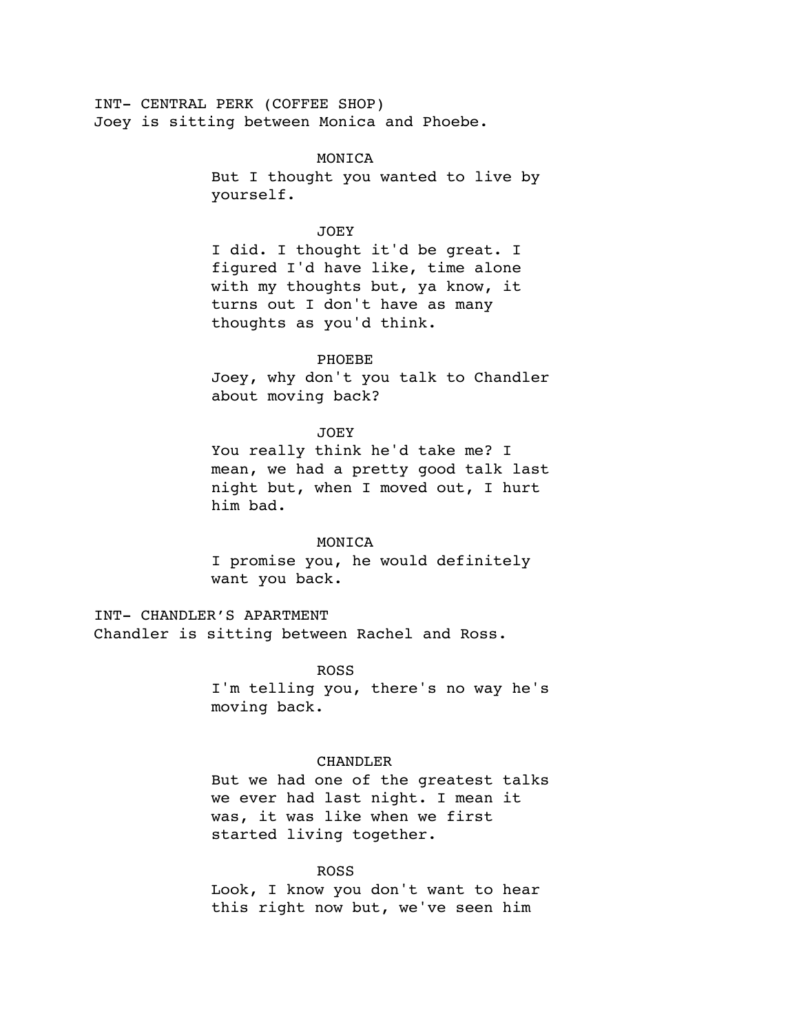INT- CENTRAL PERK (COFFEE SHOP)
Joey is sitting between Monica and Phoebe.

MONICA
But I thought you wanted to live by yourself.

JOEY
I did. I thought it'd be great. I figured I'd have like, time alone with my thoughts but, ya know, it turns out I don't have as many thoughts as you'd think.

PHOEBE
Joey, why don't you talk to Chandler about moving back?

JOEY
You really think he'd take me? I mean, we had a pretty good talk last night but, when I moved out, I hurt him bad.

MONICA
I promise you, he would definitely want you back.

INT- CHANDLER'S APARTMENT
Chandler is sitting between Rachel and Ross.

ROSS
I'm telling you, there's no way he's moving back.

CHANDLER
But we had one of the greatest talks we ever had last night. I mean it was, it was like when we first started living together.

ROSS
Look, I know you don't want to hear this right now but, we've seen him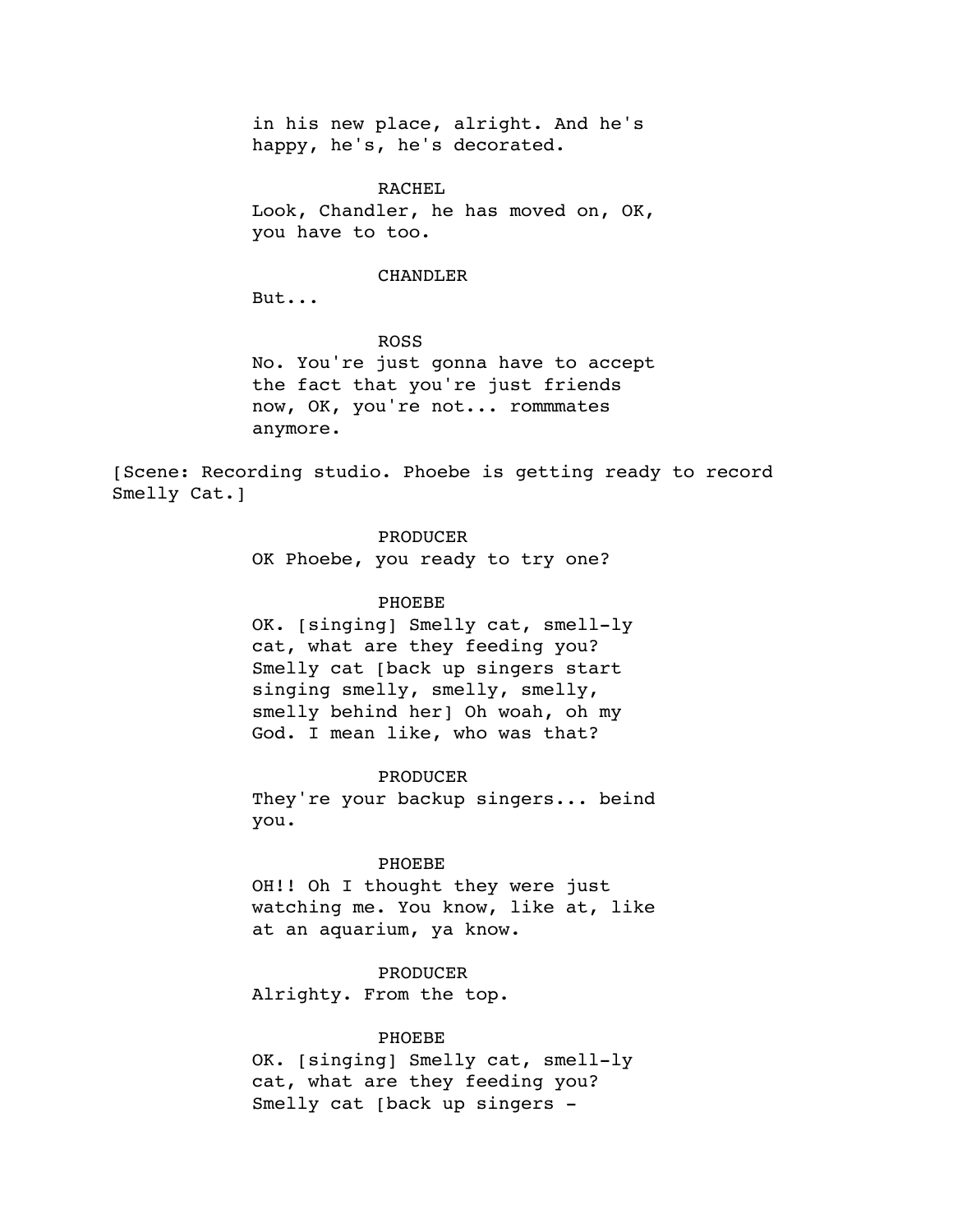in his new place, alright. And he's happy, he's, he's decorated.

RACHEL

Look, Chandler, he has moved on, OK, you have to too.

CHANDLER

But...

ROSS

No. You're just gonna have to accept the fact that you're just friends now, OK, you're not... rommmates anymore.

[Scene: Recording studio. Phoebe is getting ready to record Smelly Cat.]

PRODUCER

OK Phoebe, you ready to try one?

PHOEBE

OK. [singing] Smelly cat, smell-ly cat, what are they feeding you? Smelly cat [back up singers start singing smelly, smelly, smelly, smelly behind her] Oh woah, oh my God. I mean like, who was that?

PRODUCER

They're your backup singers... beind you.

PHOEBE

OH!! Oh I thought they were just watching me. You know, like at, like at an aquarium, ya know.

PRODUCER

Alrighty. From the top.

PHOEBE

OK. [singing] Smelly cat, smell-ly cat, what are they feeding you? Smelly cat [back up singers -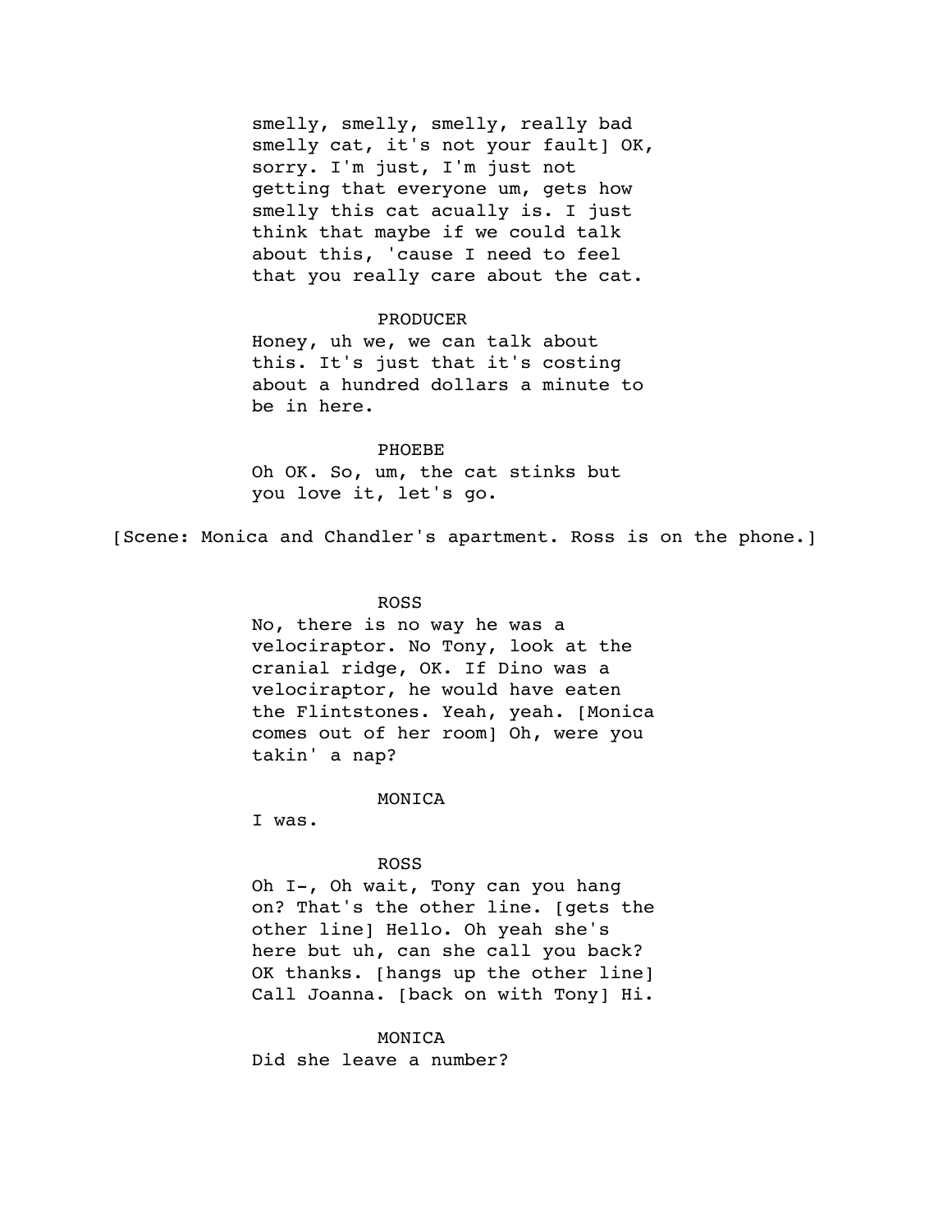smelly, smelly, smelly, really bad smelly cat, it's not your fault] OK, sorry. I'm just, I'm just not getting that everyone um, gets how smelly this cat acually is. I just think that maybe if we could talk about this, 'cause I need to feel that you really care about the cat.

PRODUCER

Honey, uh we, we can talk about this. It's just that it's costing about a hundred dollars a minute to be in here.

PHOEBE

Oh OK. So, um, the cat stinks but you love it, let's go.

[Scene: Monica and Chandler's apartment. Ross is on the phone.]

ROSS

No, there is no way he was a velociraptor. No Tony, look at the cranial ridge, OK. If Dino was a velociraptor, he would have eaten the Flintstones. Yeah, yeah. [Monica comes out of her room] Oh, were you takin' a nap?

MONICA

I was.

ROSS

Oh I-, Oh wait, Tony can you hang on? That's the other line. [gets the other line] Hello. Oh yeah she's here but uh, can she call you back? OK thanks. [hangs up the other line] Call Joanna. [back on with Tony] Hi.

MONICA

Did she leave a number?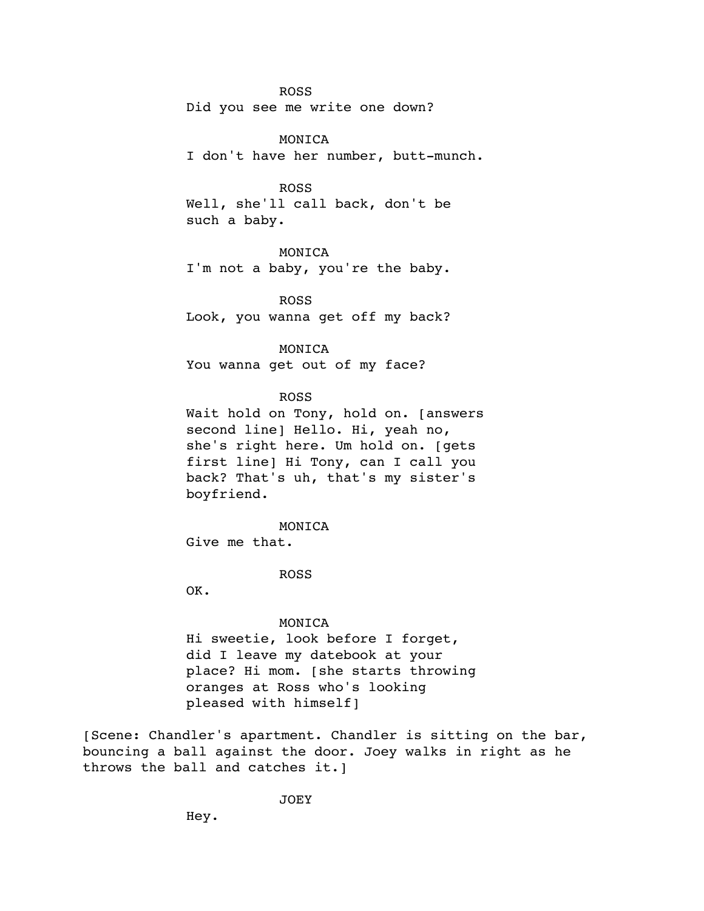ROSS

Did you see me write one down?

MONICA

I don't have her number, butt-munch.

ROSS

Well, she'll call back, don't be such a baby.

MONICA

I'm not a baby, you're the baby.

ROSS

Look, you wanna get off my back?

MONICA

You wanna get out of my face?

ROSS

Wait hold on Tony, hold on. [answers second line] Hello. Hi, yeah no, she's right here. Um hold on. [gets first line] Hi Tony, can I call you back? That's uh, that's my sister's boyfriend.

MONICA

Give me that.

ROSS

OK.

MONICA

Hi sweetie, look before I forget, did I leave my datebook at your place? Hi mom. [she starts throwing oranges at Ross who's looking pleased with himself]

[Scene: Chandler's apartment. Chandler is sitting on the bar, bouncing a ball against the door. Joey walks in right as he throws the ball and catches it.]

JOEY

Hey.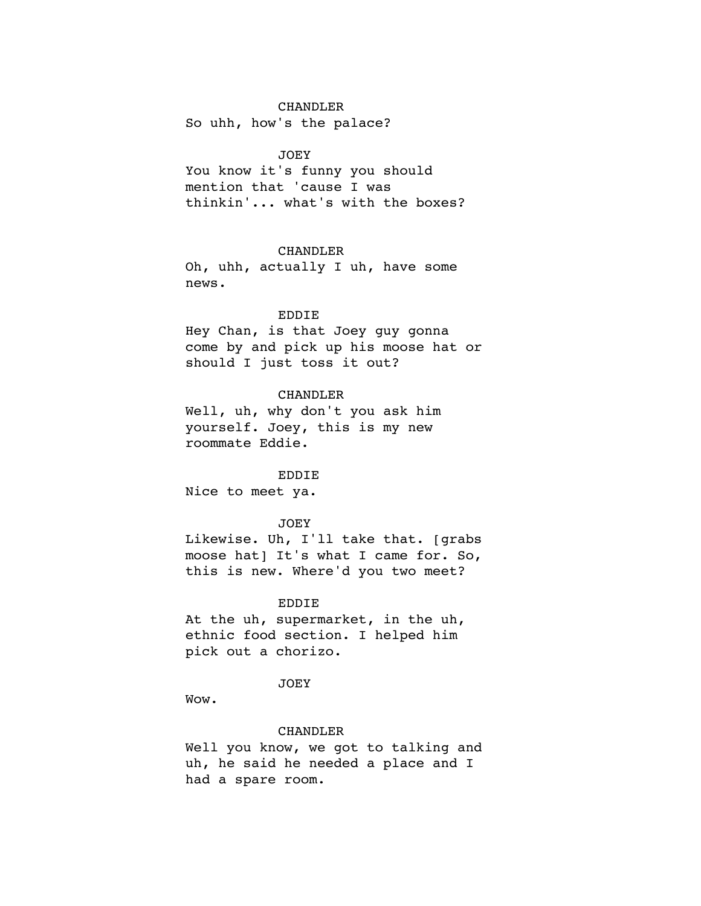CHANDLER

So uhh, how's the palace?

JOEY

You know it's funny you should mention that 'cause I was thinkin'... what's with the boxes?

CHANDLER

Oh, uhh, actually I uh, have some news.

EDDIE

Hey Chan, is that Joey guy gonna come by and pick up his moose hat or should I just toss it out?

CHANDLER

Well, uh, why don't you ask him yourself. Joey, this is my new roommate Eddie.

EDDIE

Nice to meet ya.

JOEY

Likewise. Uh, I'll take that. [grabs moose hat] It's what I came for. So, this is new. Where'd you two meet?

EDDIE

At the uh, supermarket, in the uh, ethnic food section. I helped him pick out a chorizo.

JOEY

Wow.

CHANDLER

Well you know, we got to talking and uh, he said he needed a place and I had a spare room.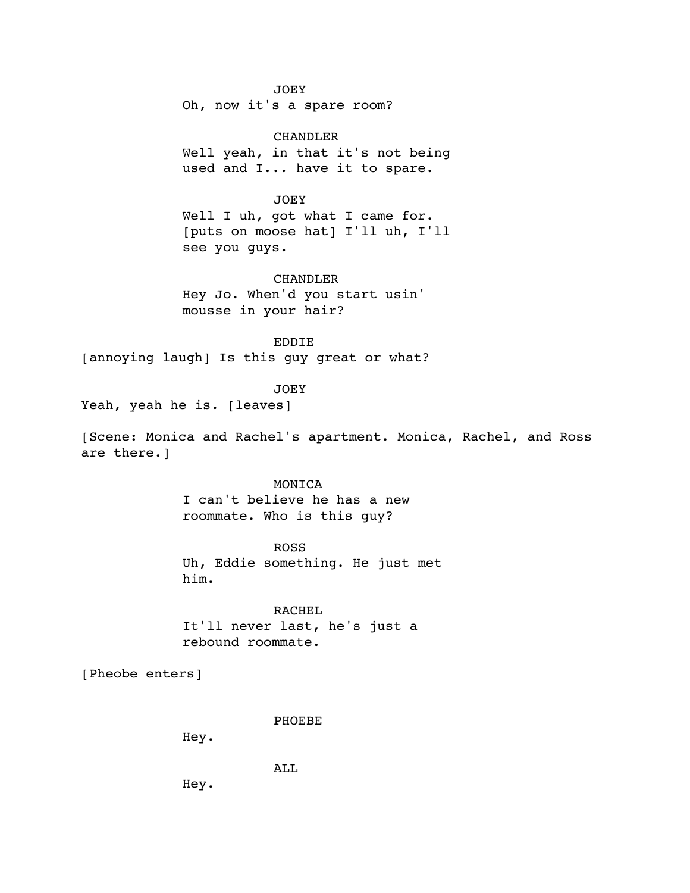JOEY
Oh, now it's a spare room?

CHANDLER
Well yeah, in that it's not being used and I... have it to spare.

JOEY
Well I uh, got what I came for. [puts on moose hat] I'll uh, I'll see you guys.

CHANDLER
Hey Jo. When'd you start usin' mousse in your hair?

EDDIE
[annoying laugh] Is this guy great or what?

JOEY
Yeah, yeah he is. [leaves]

[Scene: Monica and Rachel's apartment. Monica, Rachel, and Ross are there.]

MONICA
I can't believe he has a new roommate. Who is this guy?

ROSS
Uh, Eddie something. He just met him.

RACHEL
It'll never last, he's just a rebound roommate.

[Pheobe enters]

PHOEBE
Hey.

ALL
Hey.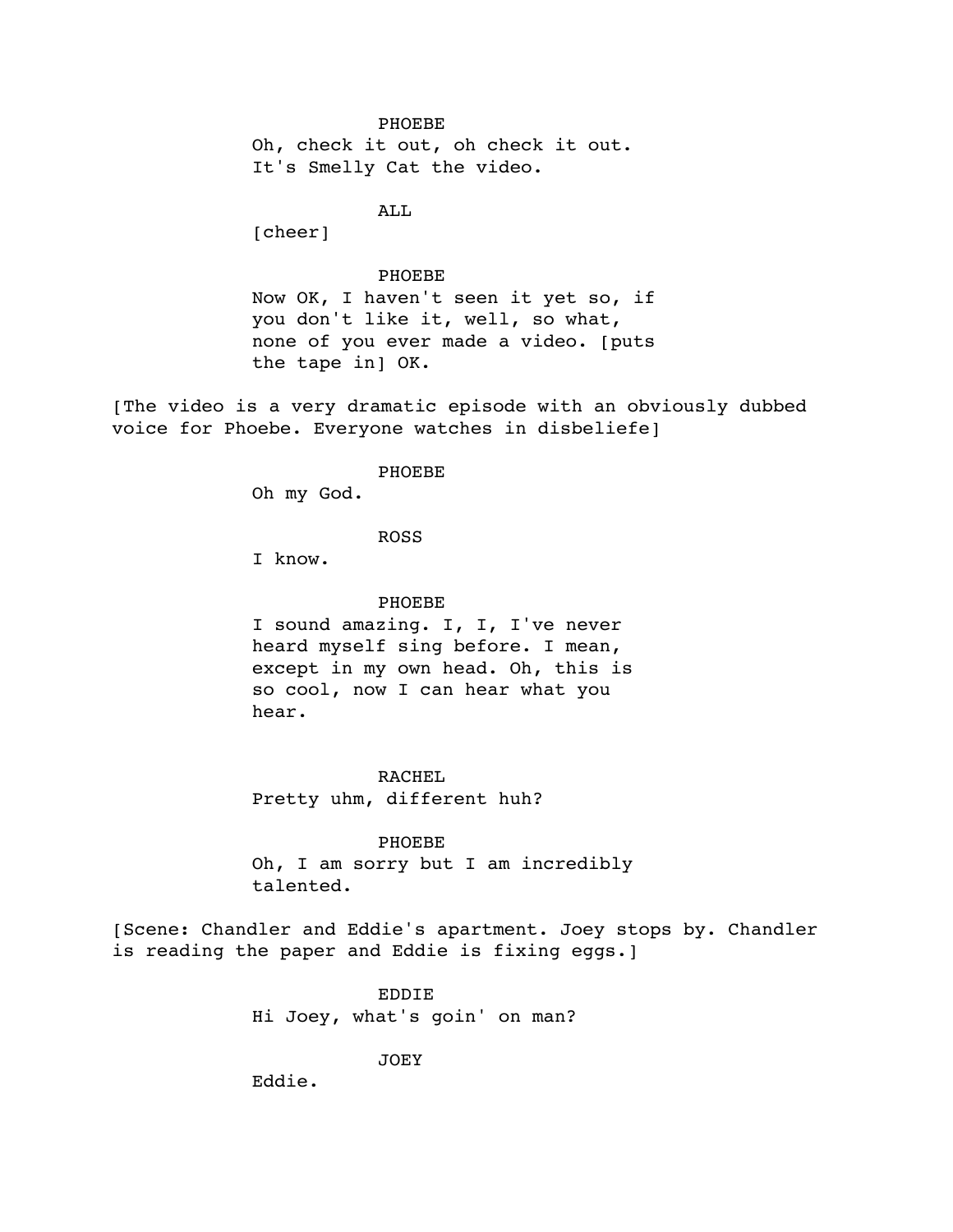PHOEBE

Oh, check it out, oh check it out. It's Smelly Cat the video.

ALL

[cheer]

PHOEBE

Now OK, I haven't seen it yet so, if you don't like it, well, so what, none of you ever made a video. [puts the tape in] OK.

[The video is a very dramatic episode with an obviously dubbed voice for Phoebe. Everyone watches in disbeliefe]

PHOEBE

Oh my God.

ROSS

I know.

PHOEBE

I sound amazing. I, I, I've never heard myself sing before. I mean, except in my own head. Oh, this is so cool, now I can hear what you hear.

RACHEL

Pretty uhm, different huh?

PHOEBE

Oh, I am sorry but I am incredibly talented.

[Scene: Chandler and Eddie's apartment. Joey stops by. Chandler is reading the paper and Eddie is fixing eggs.]

EDDIE

Hi Joey, what's goin' on man?

JOEY

Eddie.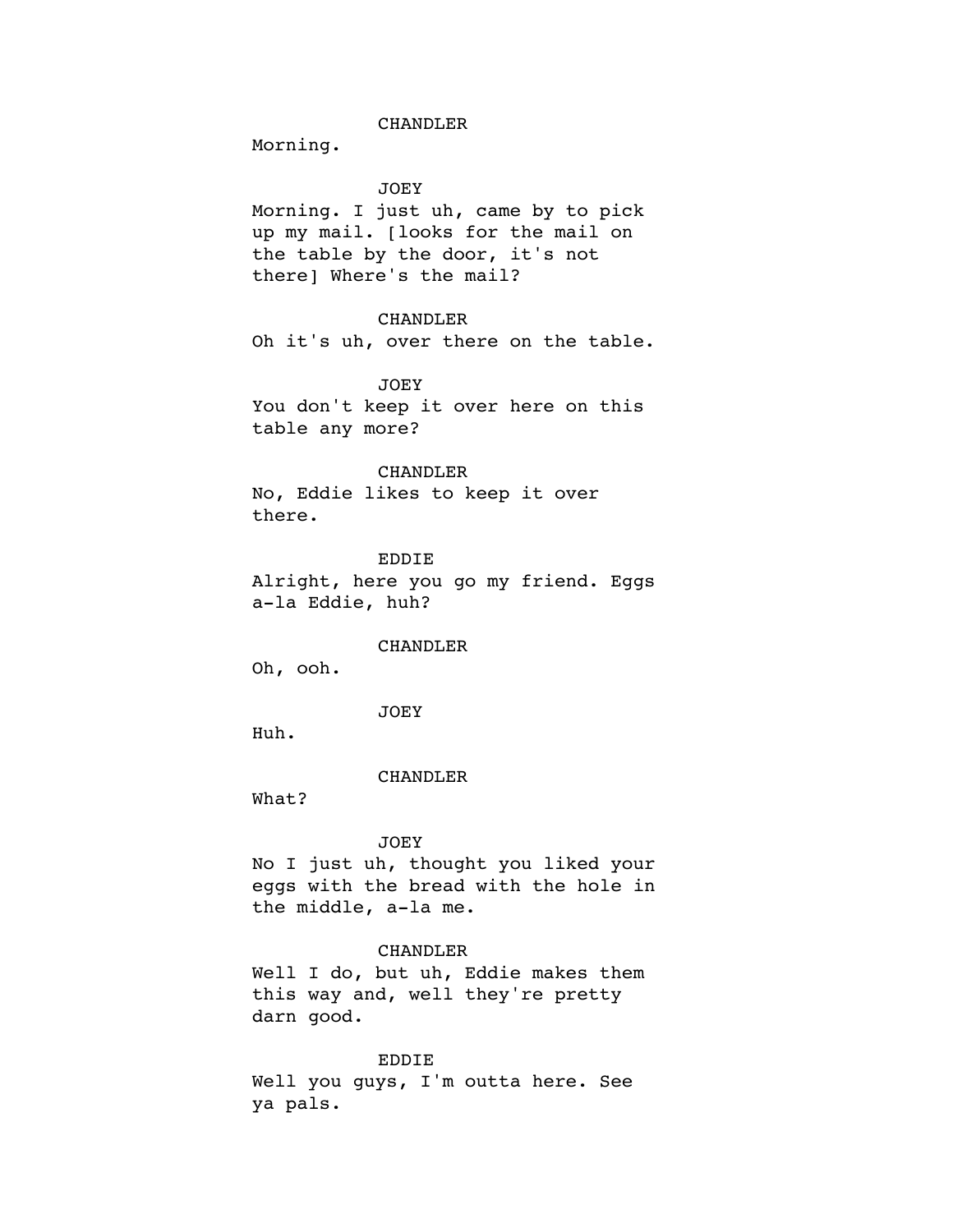CHANDLER

Morning.

JOEY

Morning. I just uh, came by to pick up my mail. [looks for the mail on the table by the door, it's not there] Where's the mail?

CHANDLER

Oh it's uh, over there on the table.

JOEY

You don't keep it over here on this table any more?

CHANDLER

No, Eddie likes to keep it over there.

EDDIE

Alright, here you go my friend. Eggs a-la Eddie, huh?

CHANDLER

Oh, ooh.

JOEY

Huh.

CHANDLER

What?

JOEY

No I just uh, thought you liked your eggs with the bread with the hole in the middle, a-la me.

CHANDLER

Well I do, but uh, Eddie makes them this way and, well they're pretty darn good.

EDDIE

Well you guys, I'm outta here. See ya pals.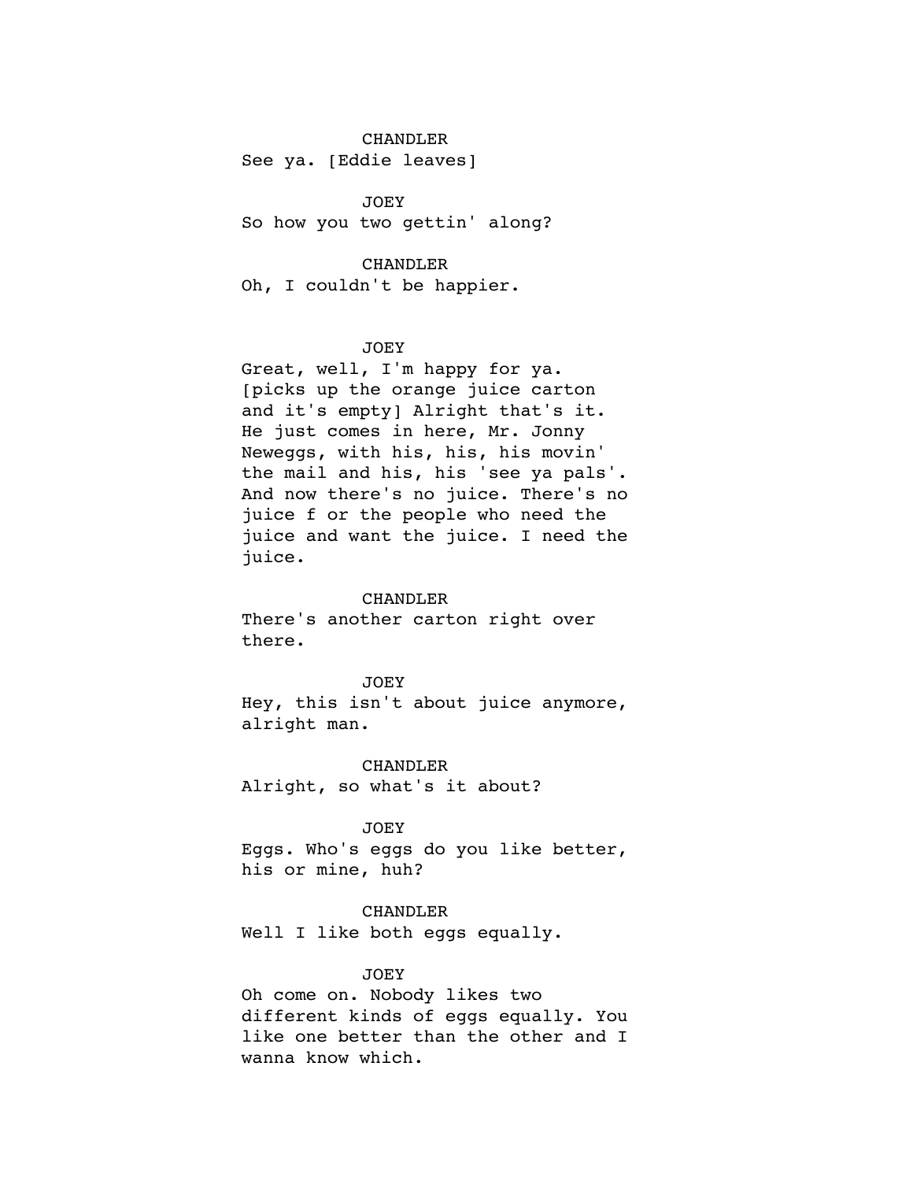CHANDLER

See ya. [Eddie leaves]

JOEY

So how you two gettin' along?

CHANDLER

Oh, I couldn't be happier.

JOEY

Great, well, I'm happy for ya. [picks up the orange juice carton and it's empty] Alright that's it. He just comes in here, Mr. Jonny Neweggs, with his, his, his movin' the mail and his, his 'see ya pals'. And now there's no juice. There's no juice f or the people who need the juice and want the juice. I need the juice.

CHANDLER

There's another carton right over there.

JOEY

Hey, this isn't about juice anymore, alright man.

CHANDLER

Alright, so what's it about?

JOEY

Eggs. Who's eggs do you like better, his or mine, huh?

CHANDLER

Well I like both eggs equally.

JOEY

Oh come on. Nobody likes two different kinds of eggs equally. You like one better than the other and I wanna know which.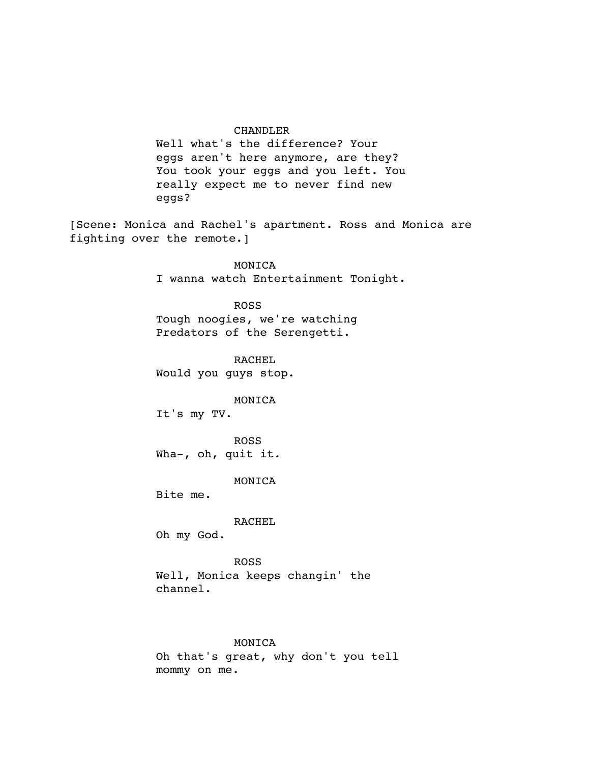CHANDLER

Well what's the difference? Your eggs aren't here anymore, are they? You took your eggs and you left. You really expect me to never find new eggs?

[Scene: Monica and Rachel's apartment. Ross and Monica are fighting over the remote.]

MONICA

I wanna watch Entertainment Tonight.

ROSS

Tough noogies, we're watching Predators of the Serengetti.

RACHEL

Would you guys stop.

MONICA

It's my TV.

ROSS

Wha-, oh, quit it.

MONICA

Bite me.

RACHEL

Oh my God.

ROSS

Well, Monica keeps changin' the channel.

MONICA

Oh that's great, why don't you tell mommy on me.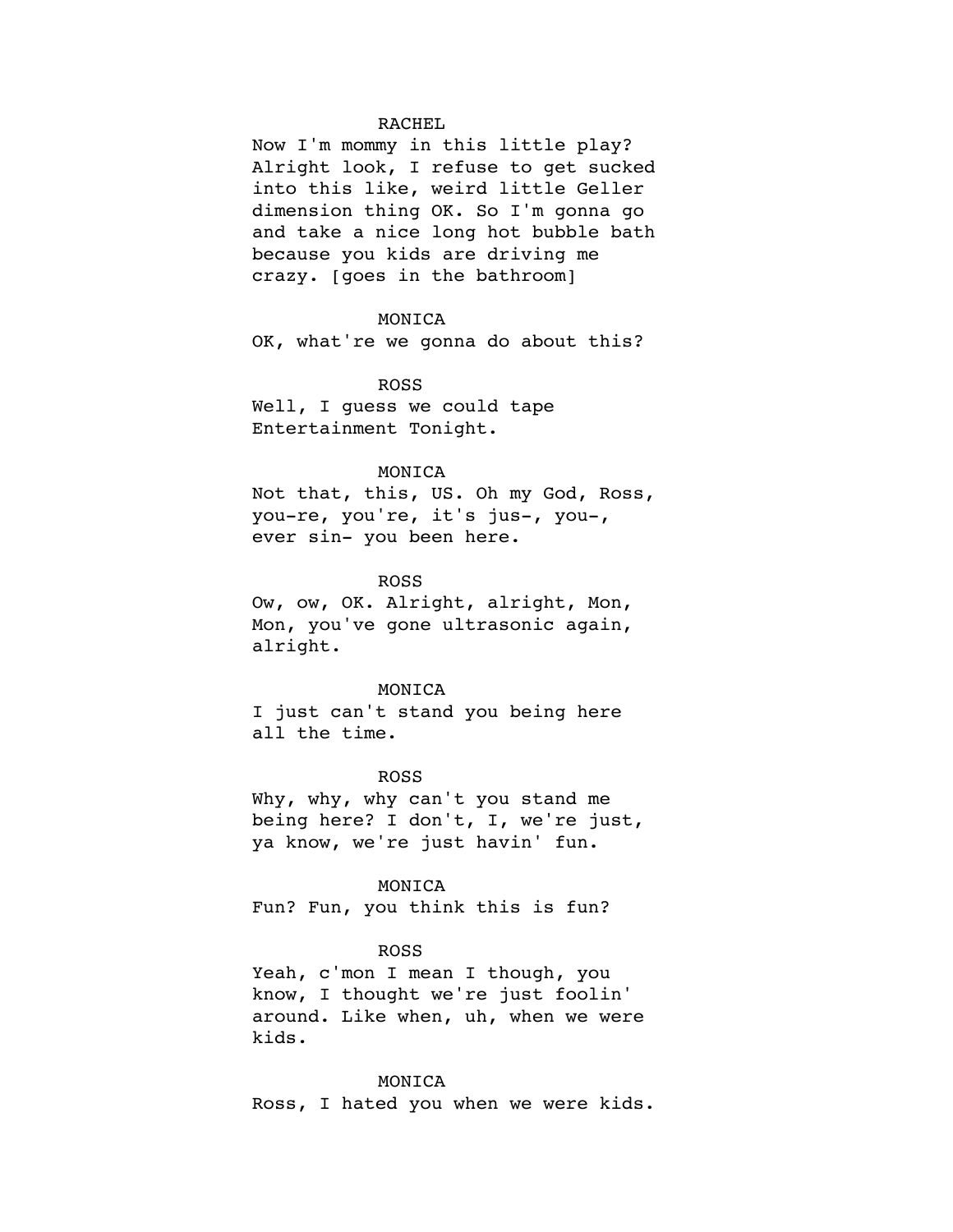RACHEL

Now I'm mommy in this little play? Alright look, I refuse to get sucked into this like, weird little Geller dimension thing OK. So I'm gonna go and take a nice long hot bubble bath because you kids are driving me crazy. [goes in the bathroom]

MONICA

OK, what're we gonna do about this?

ROSS

Well, I guess we could tape Entertainment Tonight.

MONICA

Not that, this, US. Oh my God, Ross, you-re, you're, it's jus-, you-, ever sin- you been here.

ROSS

Ow, ow, OK. Alright, alright, Mon, Mon, you've gone ultrasonic again, alright.

MONICA

I just can't stand you being here all the time.

ROSS

Why, why, why can't you stand me being here? I don't, I, we're just, ya know, we're just havin' fun.

MONICA

Fun? Fun, you think this is fun?

ROSS

Yeah, c'mon I mean I though, you know, I thought we're just foolin' around. Like when, uh, when we were kids.

MONICA

Ross, I hated you when we were kids.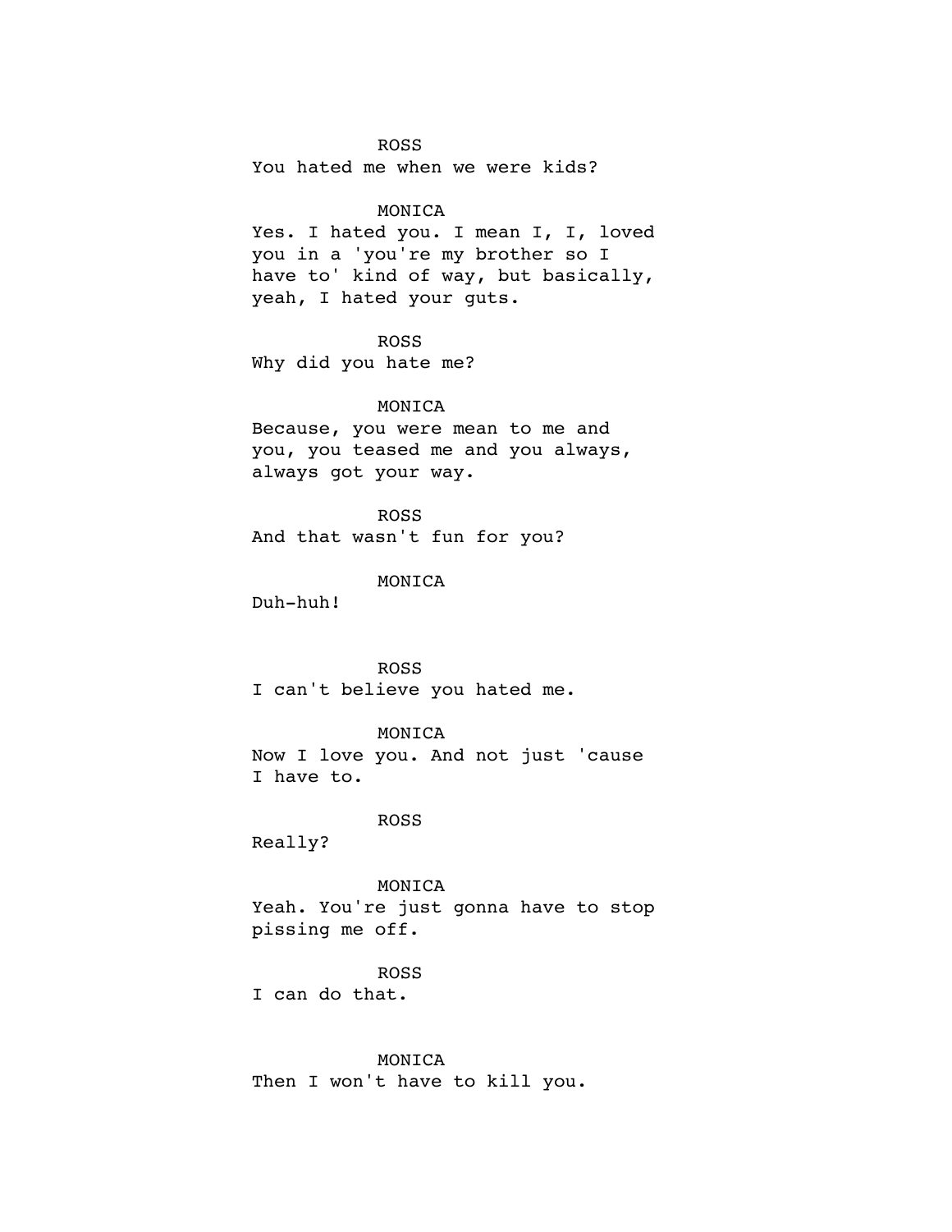ROSS
You hated me when we were kids?

MONICA
Yes. I hated you. I mean I, I, loved you in a 'you're my brother so I have to' kind of way, but basically, yeah, I hated your guts.

ROSS
Why did you hate me?

MONICA
Because, you were mean to me and you, you teased me and you always, always got your way.

ROSS
And that wasn't fun for you?

MONICA
Duh-huh!

ROSS
I can't believe you hated me.

MONICA
Now I love you. And not just 'cause I have to.

ROSS
Really?

MONICA
Yeah. You're just gonna have to stop pissing me off.

ROSS
I can do that.

MONICA
Then I won't have to kill you.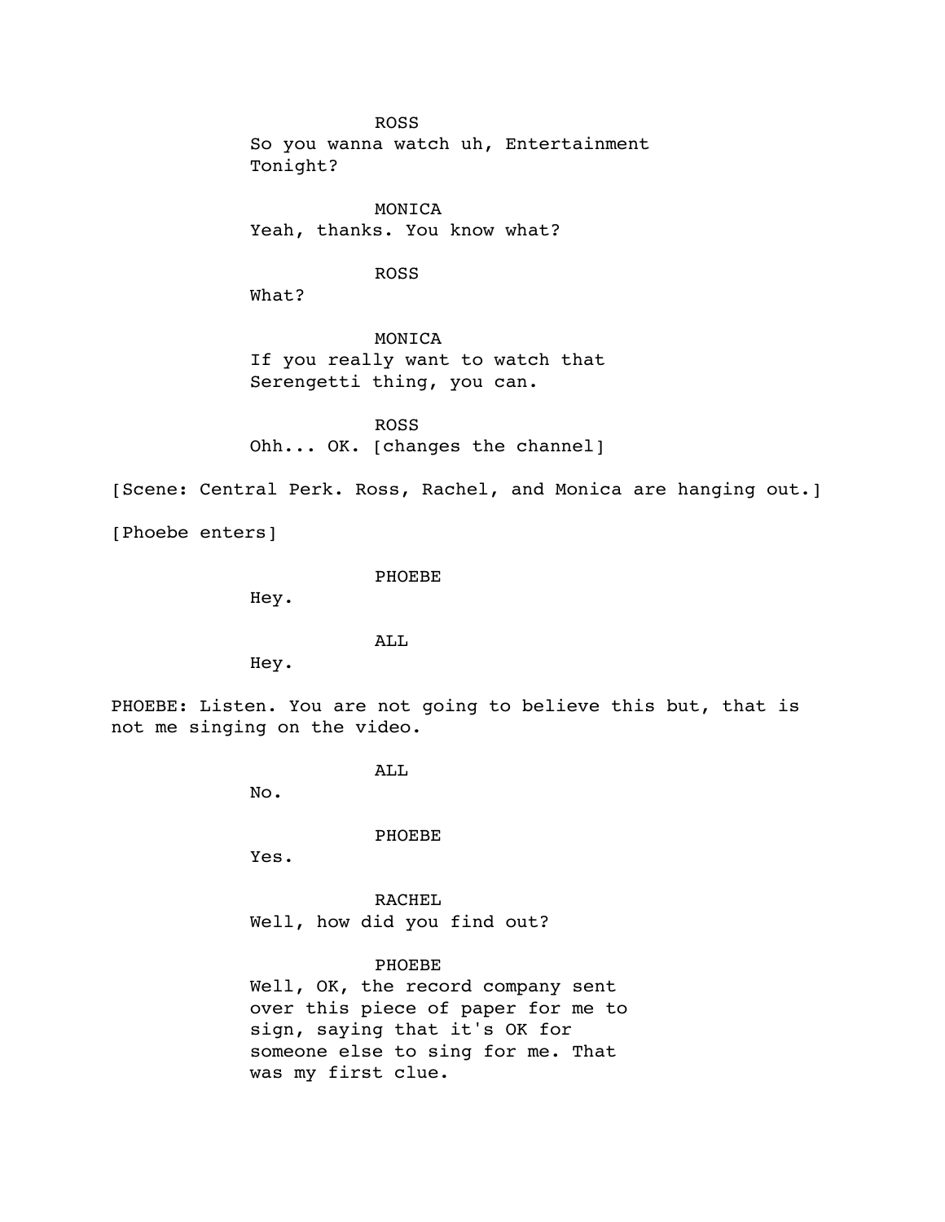ROSS

So you wanna watch uh, Entertainment Tonight?

MONICA

Yeah, thanks. You know what?

ROSS

What?

MONICA

If you really want to watch that Serengetti thing, you can.

ROSS

Ohh... OK. [changes the channel]

[Scene: Central Perk. Ross, Rachel, and Monica are hanging out.]

[Phoebe enters]

PHOEBE

Hey.

ALL

Hey.

PHOEBE: Listen. You are not going to believe this but, that is not me singing on the video.

ALL

No.

PHOEBE

Yes.

RACHEL

Well, how did you find out?

PHOEBE

Well, OK, the record company sent over this piece of paper for me to sign, saying that it's OK for someone else to sing for me. That was my first clue.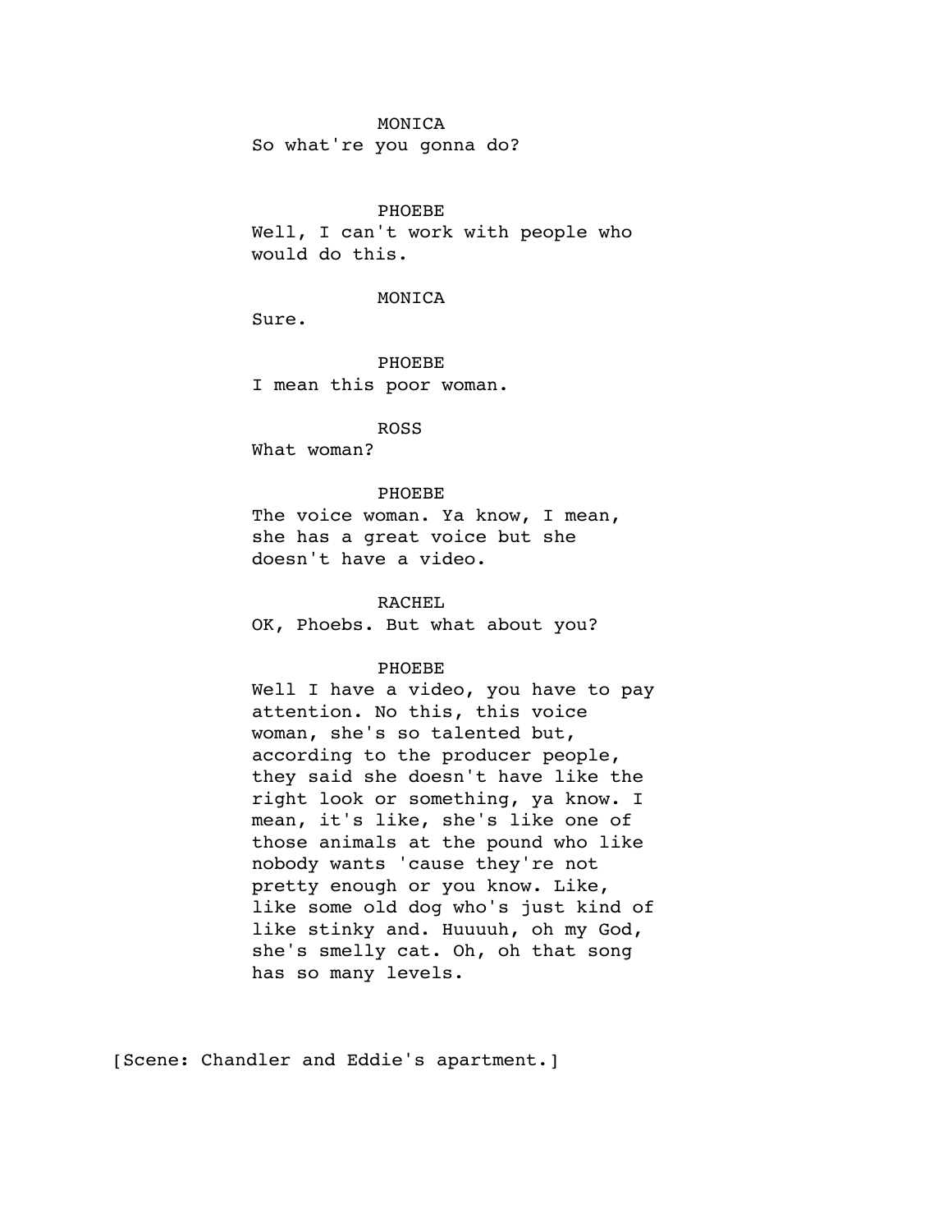MONICA

So what're you gonna do?

PHOEBE

Well, I can't work with people who would do this.

MONICA

Sure.

PHOEBE

I mean this poor woman.

ROSS

What woman?

PHOEBE

The voice woman. Ya know, I mean, she has a great voice but she doesn't have a video.

RACHEL

OK, Phoebs. But what about you?

PHOEBE

Well I have a video, you have to pay attention. No this, this voice woman, she's so talented but, according to the producer people, they said she doesn't have like the right look or something, ya know. I mean, it's like, she's like one of those animals at the pound who like nobody wants 'cause they're not pretty enough or you know. Like, like some old dog who's just kind of like stinky and. Huuuuh, oh my God, she's smelly cat. Oh, oh that song has so many levels.

[Scene: Chandler and Eddie's apartment.]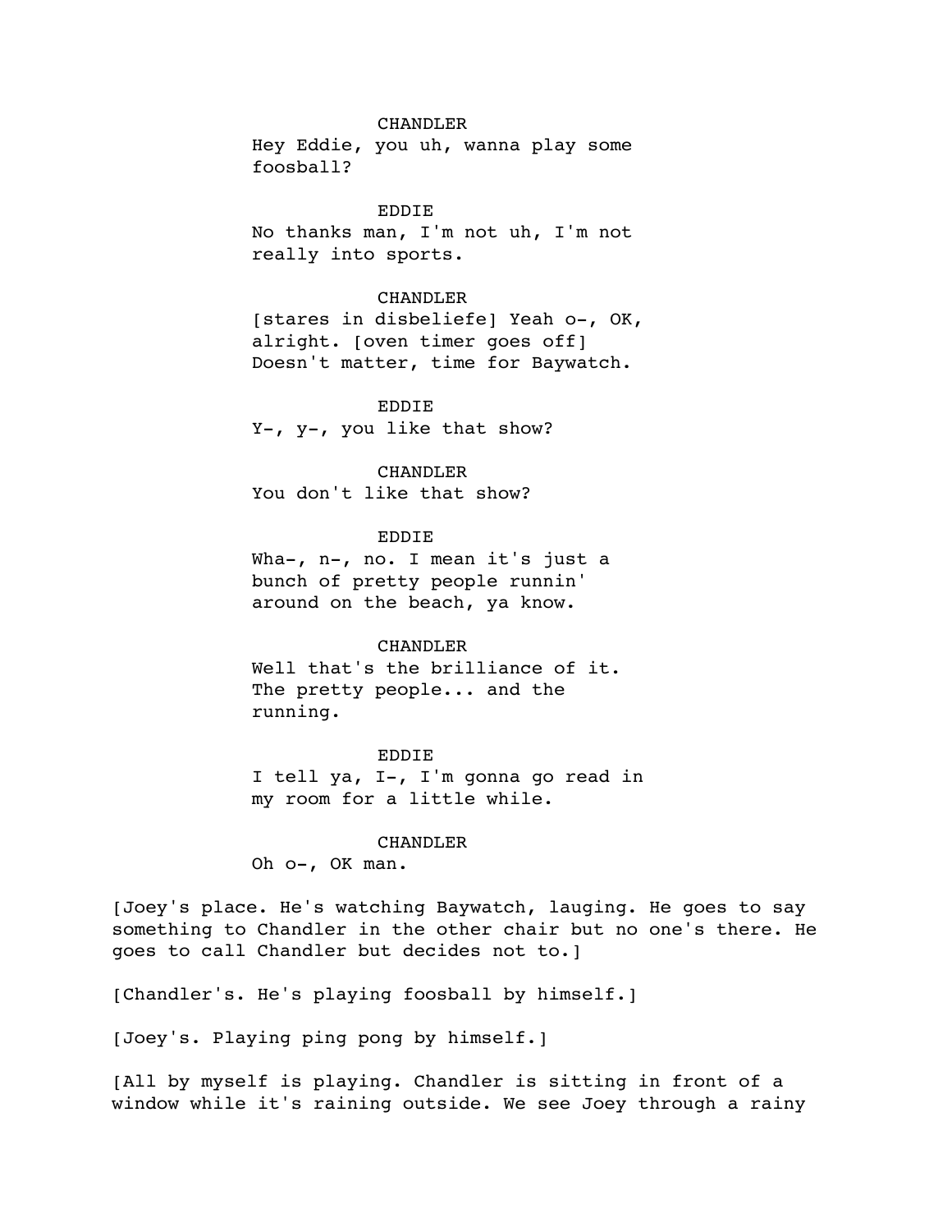CHANDLER
Hey Eddie, you uh, wanna play some foosball?

EDDIE
No thanks man, I'm not uh, I'm not really into sports.

CHANDLER
[stares in disbeliefe] Yeah o-, OK, alright. [oven timer goes off] Doesn't matter, time for Baywatch.

EDDIE
Y-, y-, you like that show?

CHANDLER
You don't like that show?

EDDIE
Wha-, n-, no. I mean it's just a bunch of pretty people runnin' around on the beach, ya know.

CHANDLER
Well that's the brilliance of it. The pretty people... and the running.

EDDIE
I tell ya, I-, I'm gonna go read in my room for a little while.

CHANDLER
Oh o-, OK man.

[Joey's place. He's watching Baywatch, lauging. He goes to say something to Chandler in the other chair but no one's there. He goes to call Chandler but decides not to.]

[Chandler's. He's playing foosball by himself.]

[Joey's. Playing ping pong by himself.]

[All by myself is playing. Chandler is sitting in front of a window while it's raining outside. We see Joey through a rainy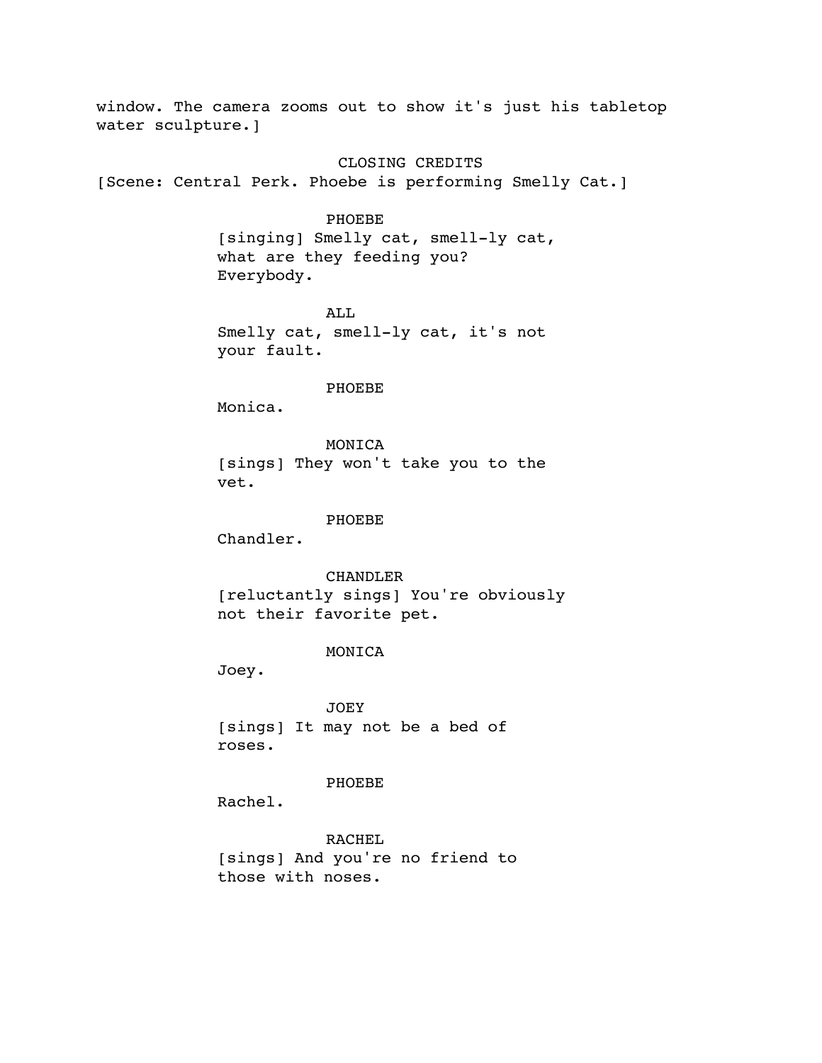window. The camera zooms out to show it's just his tabletop water sculpture.]

CLOSING CREDITS

[Scene: Central Perk. Phoebe is performing Smelly Cat.]

PHOEBE
[singing] Smelly cat, smell-ly cat, what are they feeding you? Everybody.

ALL
Smelly cat, smell-ly cat, it's not your fault.

PHOEBE
Monica.

MONICA
[sings] They won't take you to the vet.

PHOEBE
Chandler.

CHANDLER
[reluctantly sings] You're obviously not their favorite pet.

MONICA
Joey.

JOEY
[sings] It may not be a bed of roses.

PHOEBE
Rachel.

RACHEL
[sings] And you're no friend to those with noses.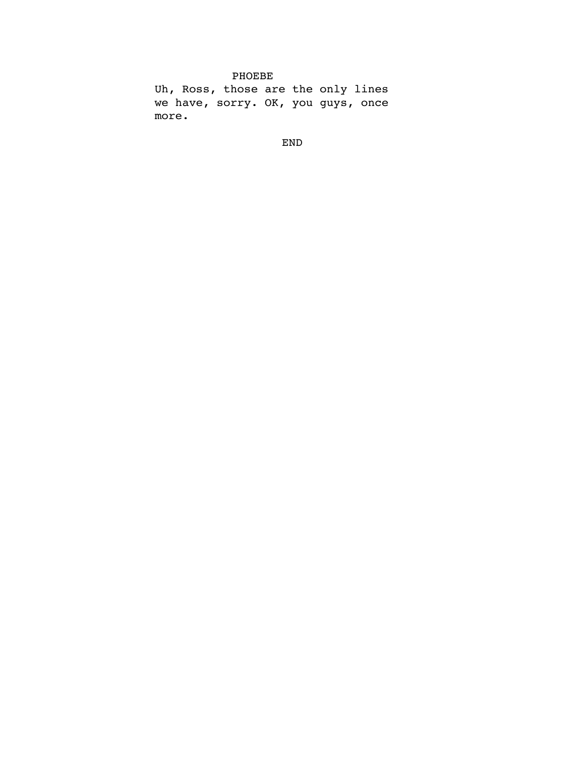PHOEBE

Uh, Ross, those are the only lines we have, sorry. OK, you guys, once more.

END